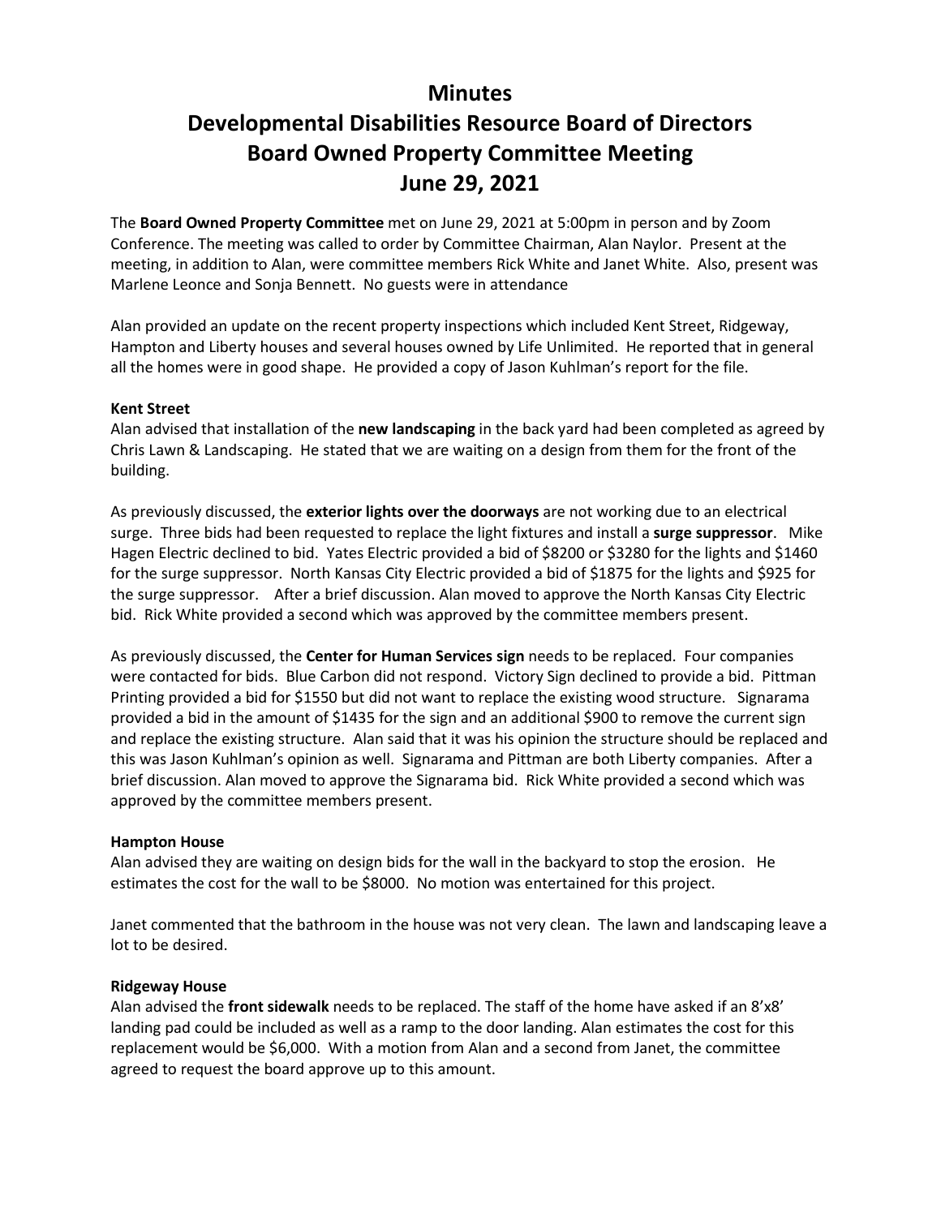# Minutes

# Developmental Disabilities Resource Board of Directors

# Board Owned Property Committee Meeting

# June 29, 2021

The **Board Owned Property Committee** met on June 29, 2021 at 5:00pm in person and by Zoom Conference. The meeting was called to order by Committee Chairman, Alan Naylor. Present at the meeting, in addition to Alan, were committee members Rick White and Janet White. Also, present was Marlene Leonce and Sonja Bennett. No guests were in attendance

Alan provided an update on the recent property inspections which included Kent Street, Ridgeway, Hampton and Liberty houses and several houses owned by Life Unlimited. He reported that in general all the homes were in good shape. He provided a copy of Jason Kuhlman's report for the file.

**Kent Street**

Alan advised that installation of the **new landscaping** in the back yard had been completed as agreed by Chris Lawn & Landscaping. He stated that we are waiting on a design from them for the front of the building.

As previously discussed, the **exterior lights over the doorways** are not working due to an electrical surge. Three bids had been requested to replace the light fixtures and install a **surge suppressor**. Mike Hagen Electric declined to bid. Yates Electric provided a bid of $8200 or $3280 for the lights and $1460 for the surge suppressor. North Kansas City Electric provided a bid of $1875 for the lights and $925 for the surge suppressor. After a brief discussion. Alan moved to approve the North Kansas City Electric bid. Rick White provided a second which was approved by the committee members present.

As previously discussed, the **Center for Human Services sign** needs to be replaced. Four companies were contacted for bids. Blue Carbon did not respond. Victory Sign declined to provide a bid. Pittman Printing provided a bid for $1550 but did not want to replace the existing wood structure. Signarama provided a bid in the amount of $1435 for the sign and an additional $900 to remove the current sign and replace the existing structure. Alan said that it was his opinion the structure should be replaced and this was Jason Kuhlman's opinion as well. Signarama and Pittman are both Liberty companies. After a brief discussion. Alan moved to approve the Signarama bid. Rick White provided a second which was approved by the committee members present.

**Hampton House**

Alan advised they are waiting on design bids for the wall in the backyard to stop the erosion. He estimates the cost for the wall to be $8000. No motion was entertained for this project.

Janet commented that the bathroom in the house was not very clean. The lawn and landscaping leave a lot to be desired.

**Ridgeway House**

Alan advised the **front sidewalk** needs to be replaced. The staff of the home have asked if an 8'x8' landing pad could be included as well as a ramp to the door landing. Alan estimates the cost for this replacement would be $6,000. With a motion from Alan and a second from Janet, the committee agreed to request the board approve up to this amount.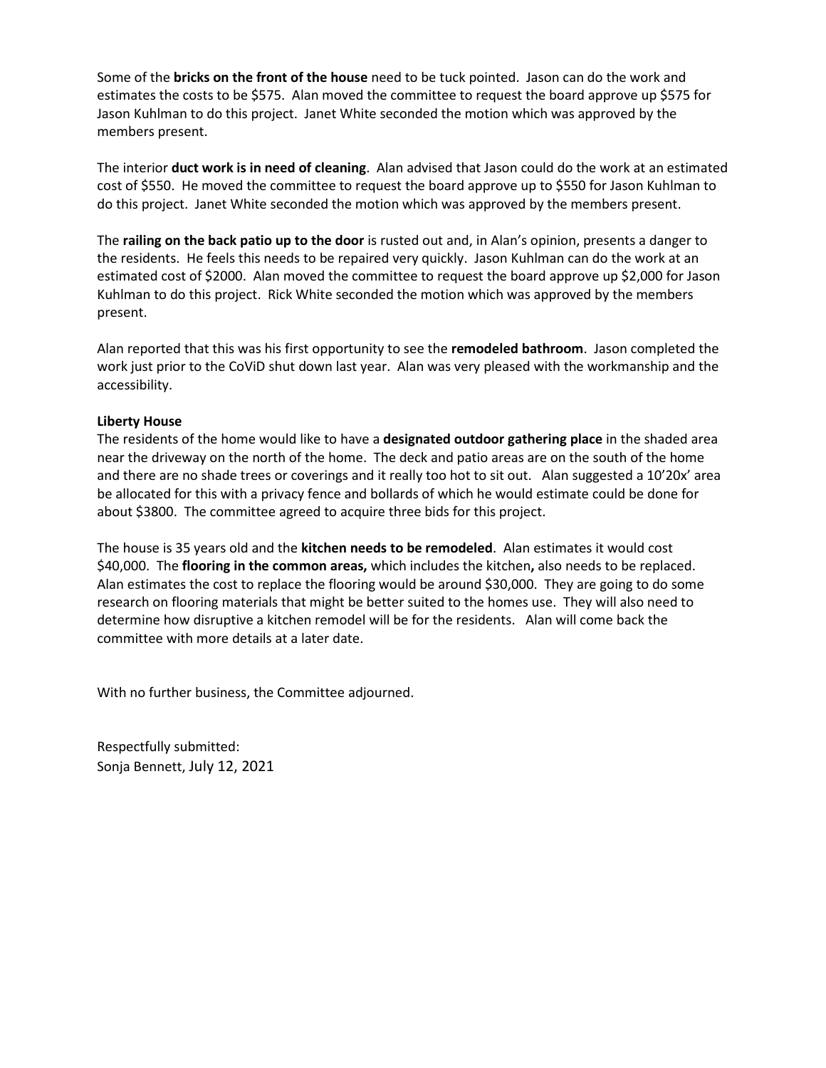Some of the **bricks on the front of the house** need to be tuck pointed. Jason can do the work and estimates the costs to be $575. Alan moved the committee to request the board approve up $575 for Jason Kuhlman to do this project. Janet White seconded the motion which was approved by the members present.

The interior **duct work is in need of cleaning**. Alan advised that Jason could do the work at an estimated cost of $550. He moved the committee to request the board approve up to $550 for Jason Kuhlman to do this project. Janet White seconded the motion which was approved by the members present.

The **railing on the back patio up to the door** is rusted out and, in Alan's opinion, presents a danger to the residents. He feels this needs to be repaired very quickly. Jason Kuhlman can do the work at an estimated cost of $2000. Alan moved the committee to request the board approve up $2,000 for Jason Kuhlman to do this project. Rick White seconded the motion which was approved by the members present.

Alan reported that this was his first opportunity to see the **remodeled bathroom**. Jason completed the work just prior to the CoViD shut down last year. Alan was very pleased with the workmanship and the accessibility.

**Liberty House**
The residents of the home would like to have a **designated outdoor gathering place** in the shaded area near the driveway on the north of the home. The deck and patio areas are on the south of the home and there are no shade trees or coverings and it really too hot to sit out. Alan suggested a 10'20x' area be allocated for this with a privacy fence and bollards of which he would estimate could be done for about $3800. The committee agreed to acquire three bids for this project.

The house is 35 years old and the **kitchen needs to be remodeled**. Alan estimates it would cost $40,000. The **flooring in the common areas,** which includes the kitchen**,** also needs to be replaced. Alan estimates the cost to replace the flooring would be around $30,000. They are going to do some research on flooring materials that might be better suited to the homes use. They will also need to determine how disruptive a kitchen remodel will be for the residents. Alan will come back the committee with more details at a later date.

With no further business, the Committee adjourned.

Respectfully submitted:
Sonja Bennett, July 12, 2021